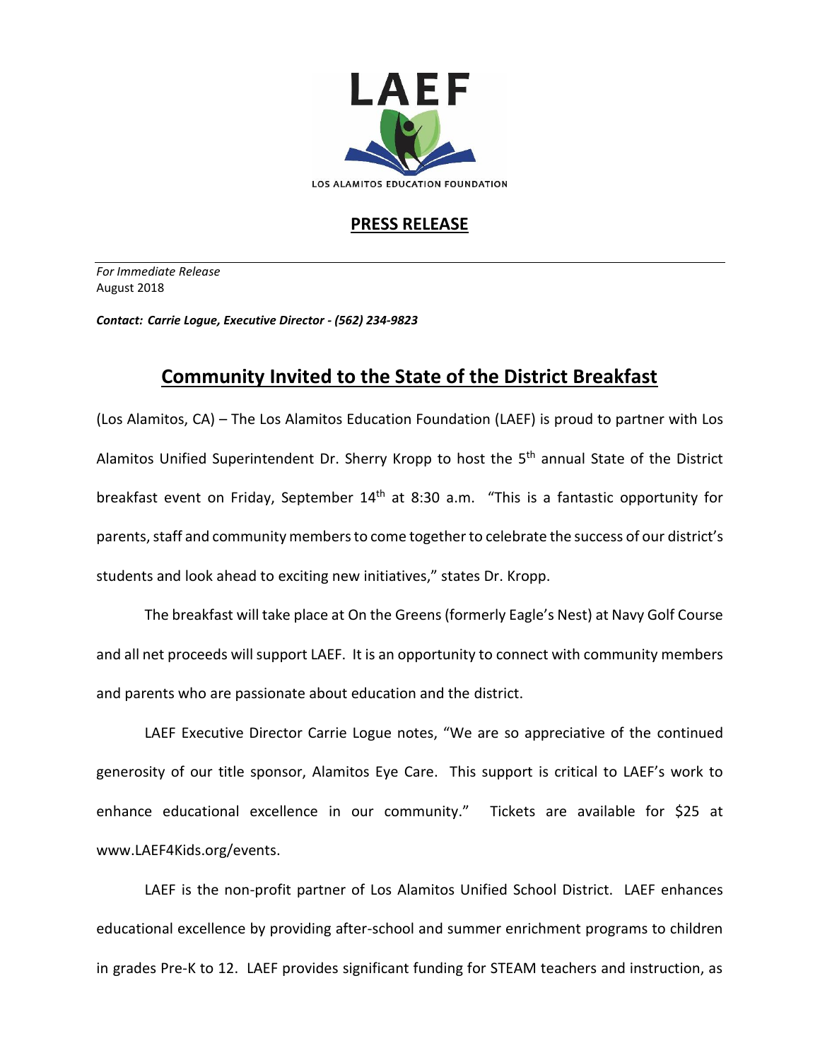LAEF

LOS ALAMITOS EDUCATION FOUNDATION

## PRESS RELEASE

*For Immediate Release*
August 2018

***Contact: Carrie Logue, Executive Director - (562) 234-9823***

# Community Invited to the State of the District Breakfast

(Los Alamitos, CA) – The Los Alamitos Education Foundation (LAEF) is proud to partner with Los Alamitos Unified Superintendent Dr. Sherry Kropp to host the 5th annual State of the District breakfast event on Friday, September 14th at 8:30 a.m. "This is a fantastic opportunity for parents, staff and community members to come together to celebrate the success of our district's students and look ahead to exciting new initiatives," states Dr. Kropp.

The breakfast will take place at On the Greens (formerly Eagle's Nest) at Navy Golf Course and all net proceeds will support LAEF. It is an opportunity to connect with community members and parents who are passionate about education and the district.

LAEF Executive Director Carrie Logue notes, "We are so appreciative of the continued generosity of our title sponsor, Alamitos Eye Care. This support is critical to LAEF's work to enhance educational excellence in our community." Tickets are available for $25 at www.LAEF4Kids.org/events.

LAEF is the non-profit partner of Los Alamitos Unified School District. LAEF enhances educational excellence by providing after-school and summer enrichment programs to children in grades Pre-K to 12. LAEF provides significant funding for STEAM teachers and instruction, as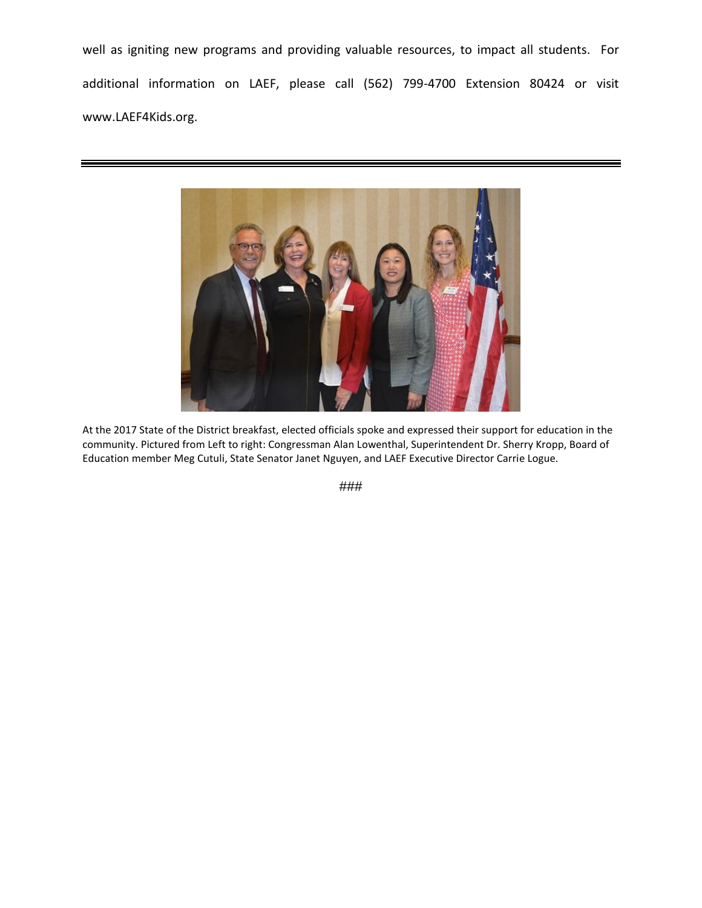well as igniting new programs and providing valuable resources, to impact all students. For additional information on LAEF, please call (562) 799-4700 Extension 80424 or visit www.LAEF4Kids.org.

---

At the 2017 State of the District breakfast, elected officials spoke and expressed their support for education in the community. Pictured from Left to right: Congressman Alan Lowenthal, Superintendent Dr. Sherry Kropp, Board of Education member Meg Cutuli, State Senator Janet Nguyen, and LAEF Executive Director Carrie Logue.

###